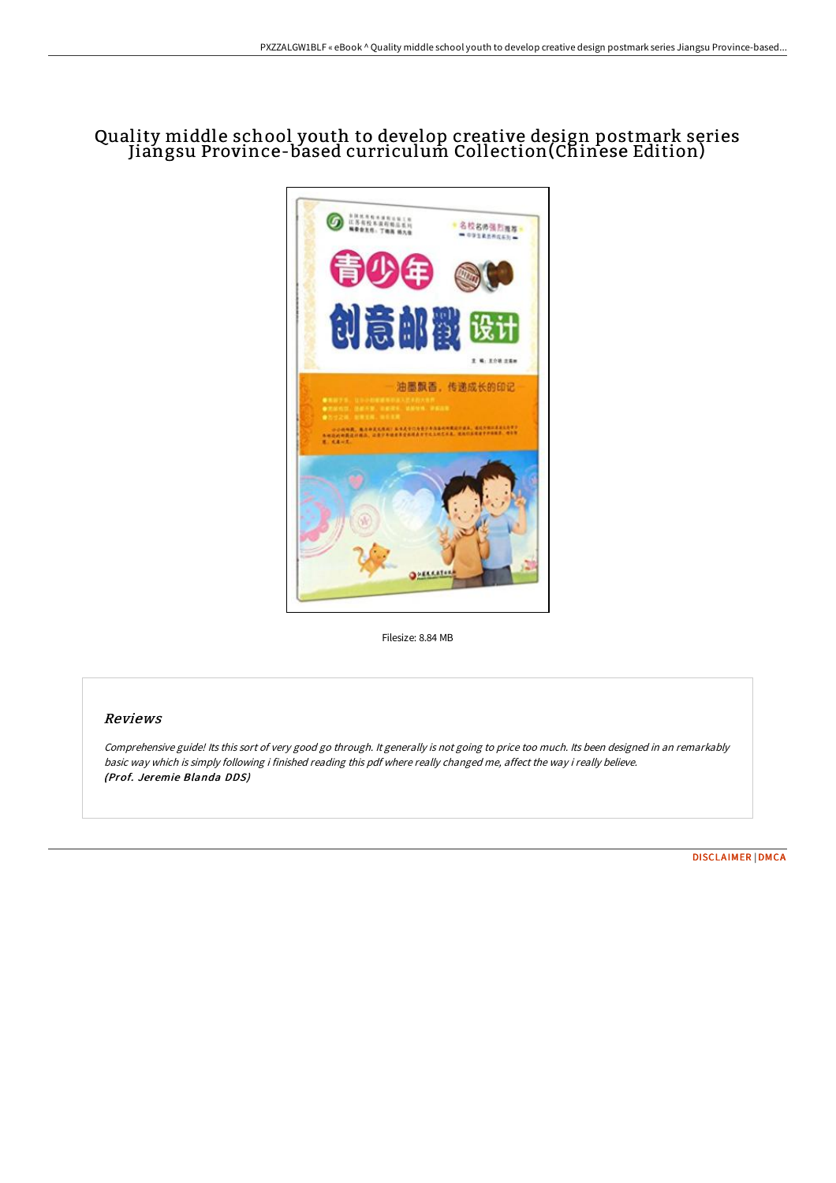# Quality middle school youth to develop creative design postmark series Jiangsu Province-based curriculum Collection(Chinese Edition)

Filesize: 8.84 MB

## Reviews

*Comprehensive guide! Its this sort of very good go through. It generally is not going to price too much. Its been designed in an remarkably basic way which is simply following i finished reading this pdf where really changed me, affect the way i really believe.*
***(Prof. Jeremie Blanda DDS)***

DISCLAIMER | DMCA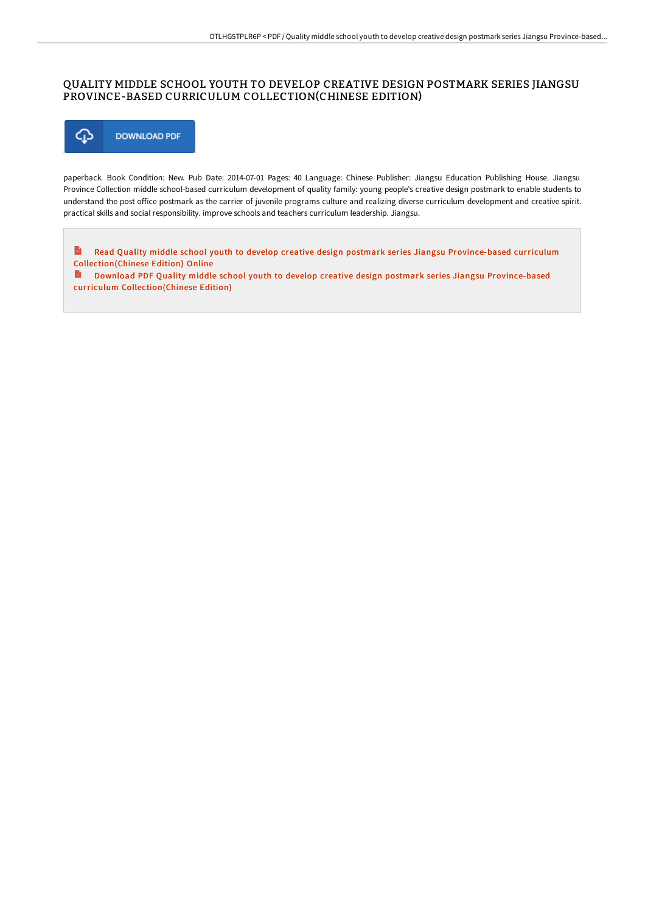# QUALITY MIDDLE SCHOOL YOUTH TO DEVELOP CREATIVE DESIGN POSTMARK SERIES JIANGSU PROVINCE-BASED CURRICULUM COLLECTION(CHINESE EDITION)

DOWNLOAD PDF

paperback. Book Condition: New. Pub Date: 2014-07-01 Pages: 40 Language: Chinese Publisher: Jiangsu Education Publishing House. Jiangsu Province Collection middle school-based curriculum development of quality family: young people's creative design postmark to enable students to understand the post office postmark as the carrier of juvenile programs culture and realizing diverse curriculum development and creative spirit. practical skills and social responsibility. improve schools and teachers curriculum leadership. Jiangsu.

Read Quality middle school youth to develop creative design postmark series Jiangsu Province-based curriculum Collection(Chinese Edition) Online

Download PDF Quality middle school youth to develop creative design postmark series Jiangsu Province-based curriculum Collection(Chinese Edition)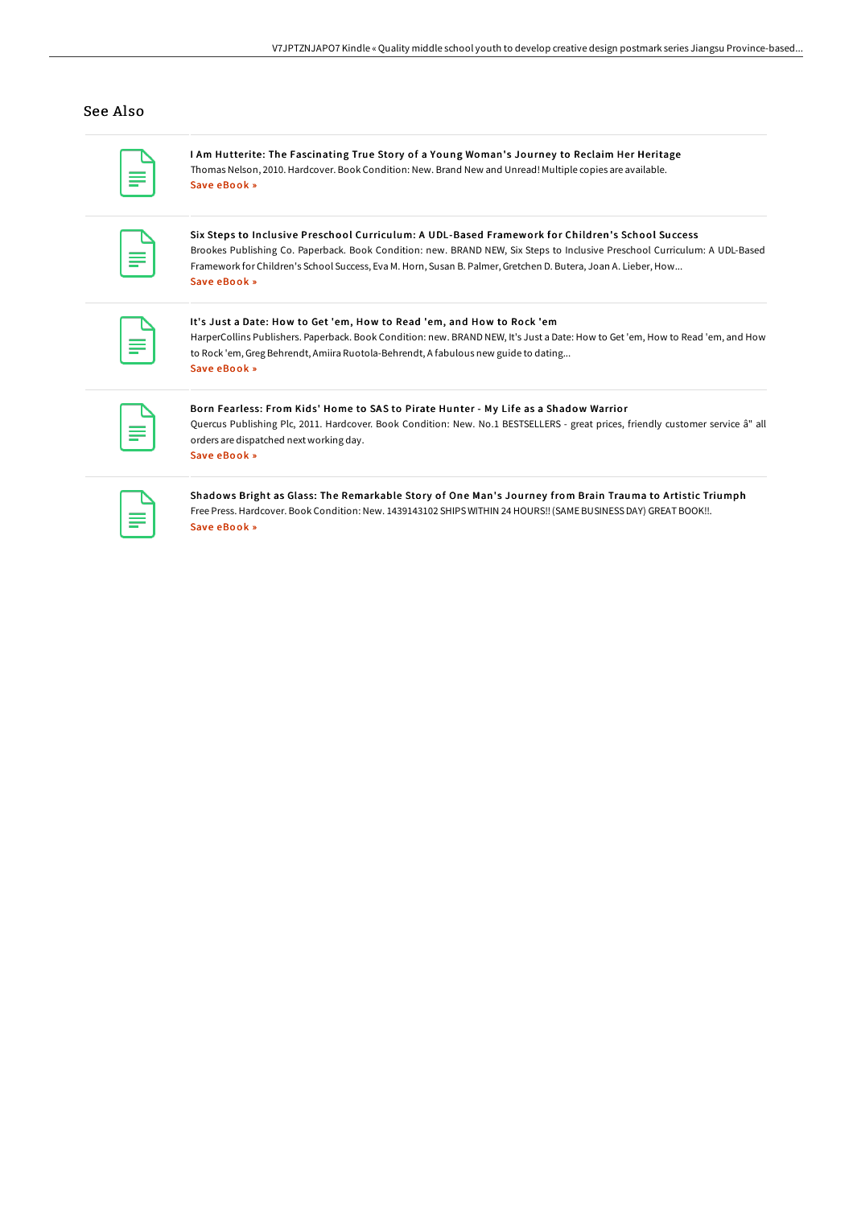## See Also

**I Am Hutterite: The Fascinating True Story of a Young Woman's Journey to Reclaim Her Heritage**
Thomas Nelson, 2010. Hardcover. Book Condition: New. Brand New and Unread! Multiple copies are available.
Save eBook »

**Six Steps to Inclusive Preschool Curriculum: A UDL-Based Framework for Children's School Success**
Brookes Publishing Co. Paperback. Book Condition: new. BRAND NEW, Six Steps to Inclusive Preschool Curriculum: A UDL-Based Framework for Children's School Success, Eva M. Horn, Susan B. Palmer, Gretchen D. Butera, Joan A. Lieber, How...
Save eBook »

**It's Just a Date: How to Get 'em, How to Read 'em, and How to Rock 'em**
HarperCollins Publishers. Paperback. Book Condition: new. BRAND NEW, It's Just a Date: How to Get 'em, How to Read 'em, and How to Rock 'em, Greg Behrendt, Amiira Ruotola-Behrendt, A fabulous new guide to dating...
Save eBook »

**Born Fearless: From Kids' Home to SAS to Pirate Hunter - My Life as a Shadow Warrior**
Quercus Publishing Plc, 2011. Hardcover. Book Condition: New. No.1 BESTSELLERS - great prices, friendly customer service â" all orders are dispatched next working day.
Save eBook »

**Shadows Bright as Glass: The Remarkable Story of One Man's Journey from Brain Trauma to Artistic Triumph**
Free Press. Hardcover. Book Condition: New. 1439143102 SHIPS WITHIN 24 HOURS!! (SAME BUSINESS DAY) GREAT BOOK!!.
Save eBook »